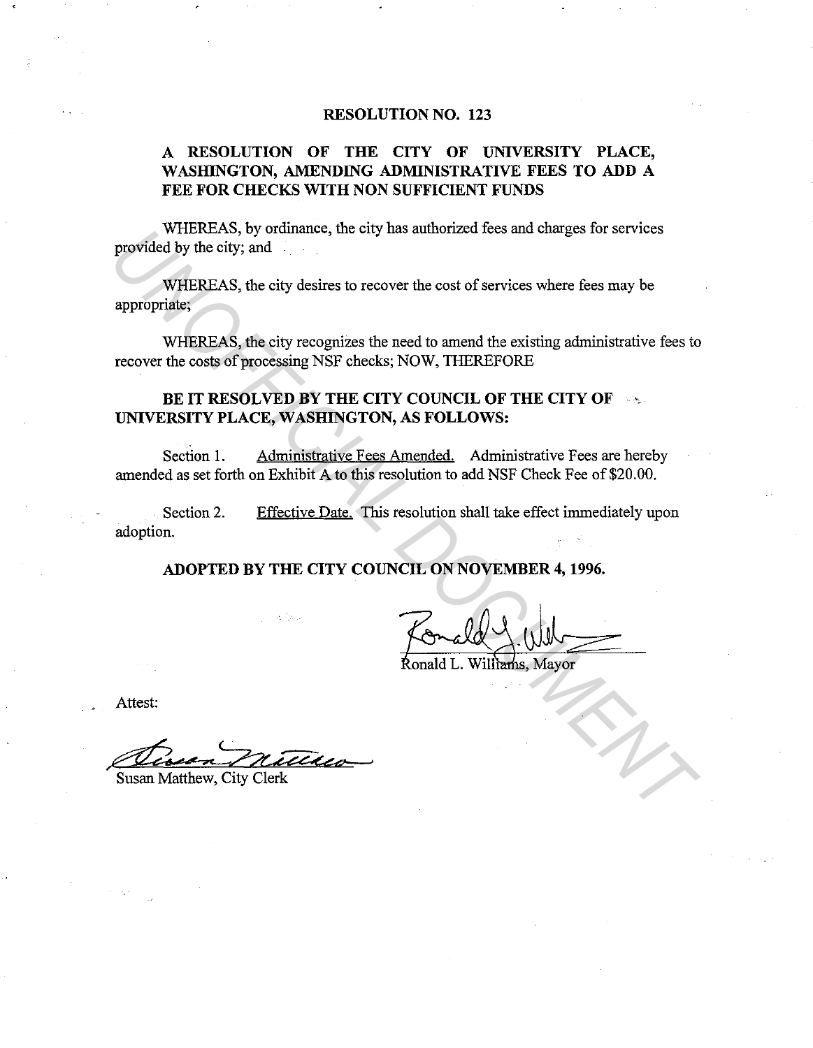# RESOLUTION NO. 123

## A RESOLUTION OF THE CITY OF UNIVERSITY PLACE, WASHINGTON, AMENDING ADMINISTRATIVE FEES TO ADD A FEE FOR CHECKS WITH NON SUFFICIENT FUNDS

WHEREAS, by ordinance, the city has authorized fees and charges for services provided by the city; and

WHEREAS, the city desires to recover the cost of services where fees may be appropriate;

WHEREAS, the city recognizes the need to amend the existing administrative fees to recover the costs of processing NSF checks; NOW, THEREFORE

**BE IT RESOLVED BY THE CITY COUNCIL OF THE CITY OF UNIVERSITY PLACE, WASHINGTON, AS FOLLOWS:**

Section 1. Administrative Fees Amended. Administrative Fees are hereby amended as set forth on Exhibit A to this resolution to add NSF Check Fee of $20.00.

Section 2. Effective Date. This resolution shall take effect immediately upon adoption.

**ADOPTED BY THE CITY COUNCIL ON NOVEMBER 4, 1996.**

Ronald L. Williams, Mayor

Attest:

Susan Matthew, City Clerk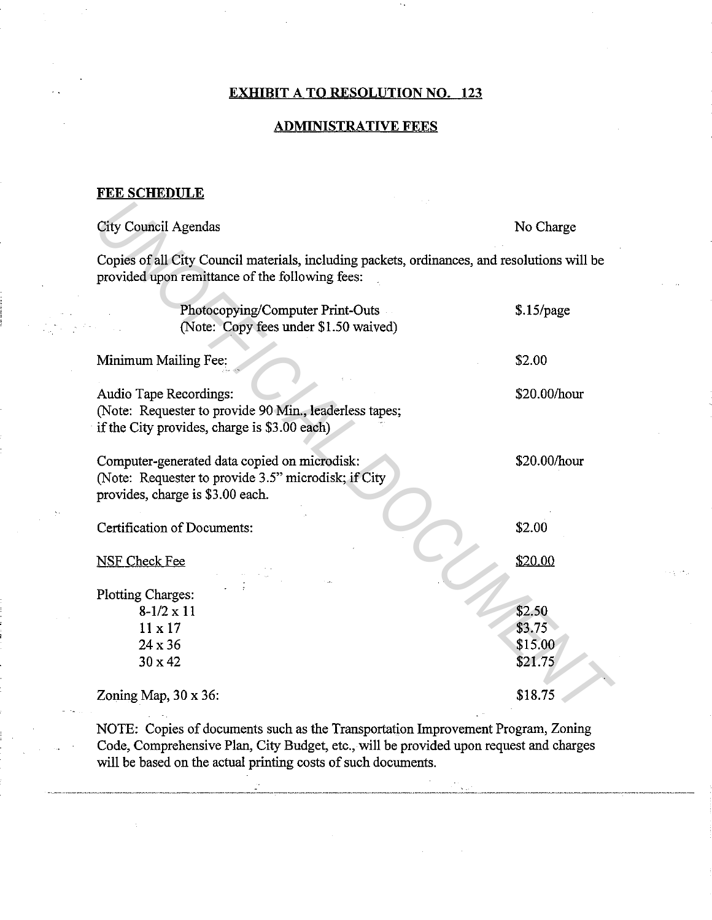**<u>EXHIBIT A TO RESOLUTION NO. 123</u>**

**<u>ADMINISTRATIVE FEES</u>**

**<u>FEE SCHEDULE</u>**

| | |
|---|---|
| City Council Agendas | No Charge |

Copies of all City Council materials, including packets, ordinances, and resolutions will be provided upon remittance of the following fees:

| | |
|---|---|
| Photocopying/Computer Print-Outs (Note: Copy fees under $1.50 waived) | $.15/page |
| Minimum Mailing Fee: | $2.00 |
| Audio Tape Recordings: (Note: Requester to provide 90 Min., leaderless tapes; if the City provides, charge is $3.00 each) | $20.00/hour |
| Computer-generated data copied on microdisk: (Note: Requester to provide 3.5" microdisk; if City provides, charge is $3.00 each. | $20.00/hour |
| Certification of Documents: | $2.00 |
| <u>NSF Check Fee</u> | <u>$20.00</u> |
| Plotting Charges: | |
| 8-1/2 x 11 | $2.50 |
| 11 x 17 | $3.75 |
| 24 x 36 | $15.00 |
| 30 x 42 | $21.75 |
| Zoning Map, 30 x 36: | $18.75 |

NOTE: Copies of documents such as the Transportation Improvement Program, Zoning Code, Comprehensive Plan, City Budget, etc., will be provided upon request and charges will be based on the actual printing costs of such documents.